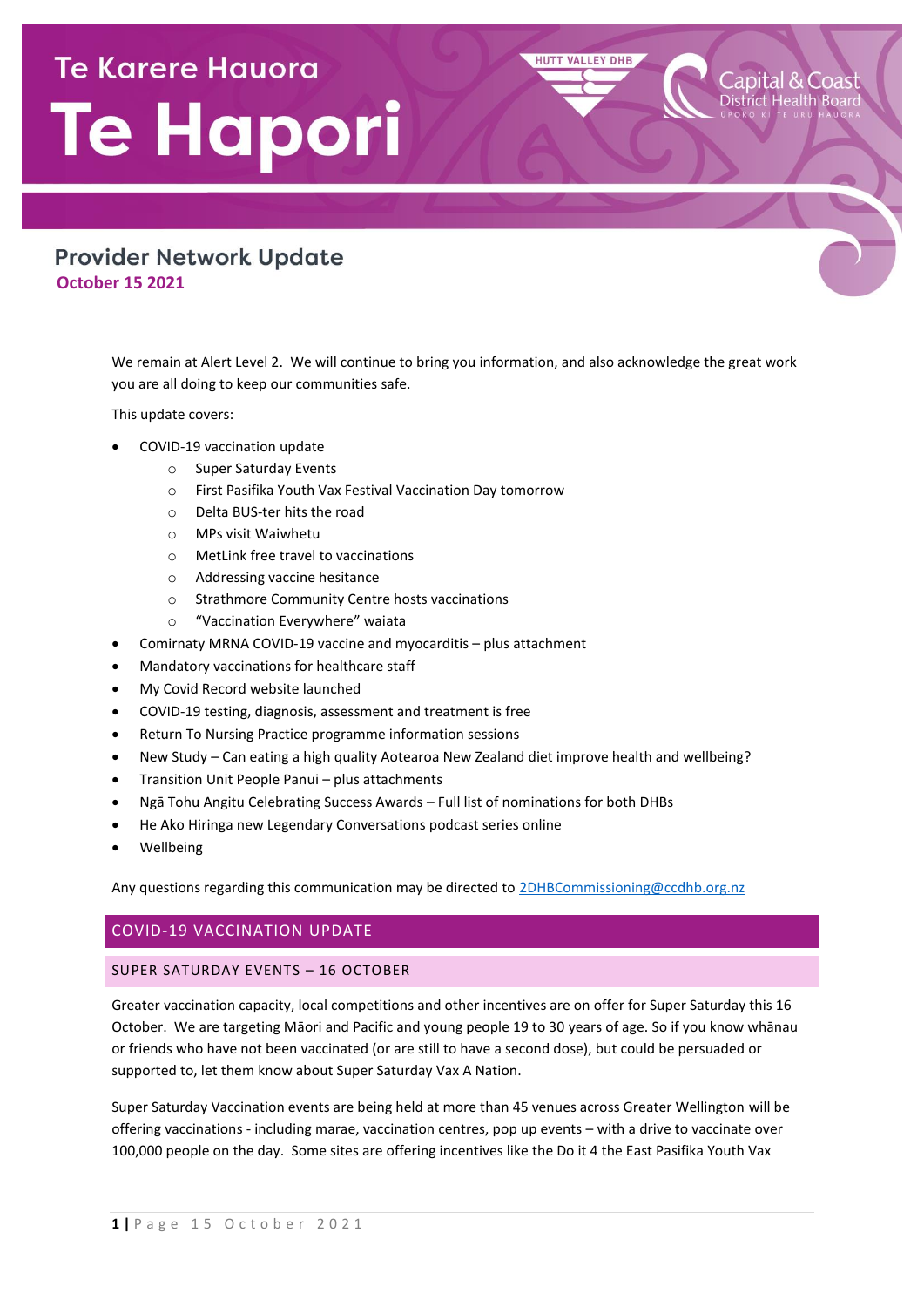# Te Karere Hauora

# Te Hapori

Hutt Valley DHB

Capital & Coast District Health Board
Upoko ki te Uru Hauora

## Provider Network Update

**October 15 2021**

We remain at Alert Level 2. We will continue to bring you information, and also acknowledge the great work you are all doing to keep our communities safe.

This update covers:

- COVID-19 vaccination update
  - Super Saturday Events
  - First Pasifika Youth Vax Festival Vaccination Day tomorrow
  - Delta BUS-ter hits the road
  - MPs visit Waiwhetu
  - MetLink free travel to vaccinations
  - Addressing vaccine hesitance
  - Strathmore Community Centre hosts vaccinations
  - "Vaccination Everywhere" waiata
- Comirnaty MRNA COVID-19 vaccine and myocarditis – plus attachment
- Mandatory vaccinations for healthcare staff
- My Covid Record website launched
- COVID-19 testing, diagnosis, assessment and treatment is free
- Return To Nursing Practice programme information sessions
- New Study – Can eating a high quality Aotearoa New Zealand diet improve health and wellbeing?
- Transition Unit People Panui – plus attachments
- Ngā Tohu Angitu Celebrating Success Awards – Full list of nominations for both DHBs
- He Ako Hiringa new Legendary Conversations podcast series online
- Wellbeing

Any questions regarding this communication may be directed to [2DHBCommissioning@ccdhb.org.nz](mailto:2DHBCommissioning@ccdhb.org.nz)

## COVID-19 VACCINATION UPDATE

### SUPER SATURDAY EVENTS – 16 OCTOBER

Greater vaccination capacity, local competitions and other incentives are on offer for Super Saturday this 16 October. We are targeting Māori and Pacific and young people 19 to 30 years of age. So if you know whānau or friends who have not been vaccinated (or are still to have a second dose), but could be persuaded or supported to, let them know about Super Saturday Vax A Nation.

Super Saturday Vaccination events are being held at more than 45 venues across Greater Wellington will be offering vaccinations - including marae, vaccination centres, pop up events – with a drive to vaccinate over 100,000 people on the day. Some sites are offering incentives like the Do it 4 the East Pasifika Youth Vax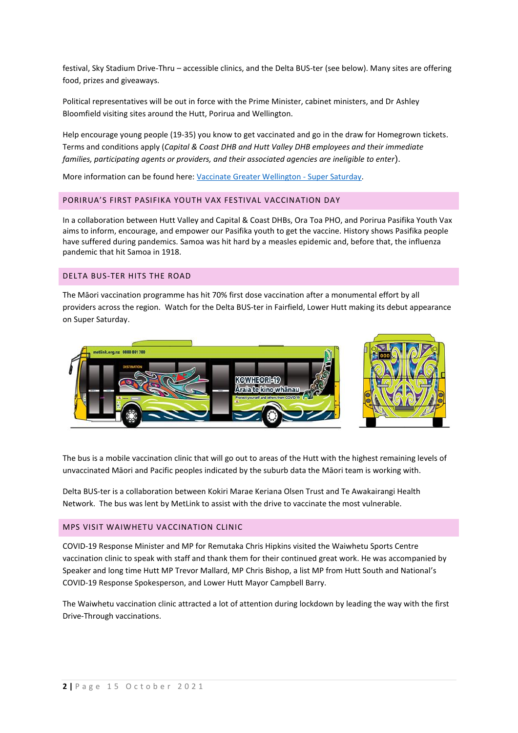festival, Sky Stadium Drive-Thru – accessible clinics, and the Delta BUS-ter (see below). Many sites are offering food, prizes and giveaways.

Political representatives will be out in force with the Prime Minister, cabinet ministers, and Dr Ashley Bloomfield visiting sites around the Hutt, Porirua and Wellington.

Help encourage young people (19-35) you know to get vaccinated and go in the draw for Homegrown tickets. Terms and conditions apply (*Capital & Coast DHB and Hutt Valley DHB employees and their immediate families, participating agents or providers, and their associated agencies are ineligible to enter*).

More information can be found here: [Vaccinate Greater Wellington - Super Saturday](Vaccinate Greater Wellington - Super Saturday).

## PORIRUA'S FIRST PASIFIKA YOUTH VAX FESTIVAL VACCINATION DAY

In a collaboration between Hutt Valley and Capital & Coast DHBs, Ora Toa PHO, and Porirua Pasifika Youth Vax aims to inform, encourage, and empower our Pasifika youth to get the vaccine. History shows Pasifika people have suffered during pandemics. Samoa was hit hard by a measles epidemic and, before that, the influenza pandemic that hit Samoa in 1918.

## DELTA BUS-TER HITS THE ROAD

The Māori vaccination programme has hit 70% first dose vaccination after a monumental effort by all providers across the region. Watch for the Delta BUS-ter in Fairfield, Lower Hutt making its debut appearance on Super Saturday.

The bus is a mobile vaccination clinic that will go out to areas of the Hutt with the highest remaining levels of unvaccinated Māori and Pacific peoples indicated by the suburb data the Māori team is working with.

Delta BUS-ter is a collaboration between Kokiri Marae Keriana Olsen Trust and Te Awakairangi Health Network. The bus was lent by MetLink to assist with the drive to vaccinate the most vulnerable.

## MPS VISIT WAIWHETU VACCINATION CLINIC

COVID-19 Response Minister and MP for Remutaka Chris Hipkins visited the Waiwhetu Sports Centre vaccination clinic to speak with staff and thank them for their continued great work. He was accompanied by Speaker and long time Hutt MP Trevor Mallard, MP Chris Bishop, a list MP from Hutt South and National's COVID-19 Response Spokesperson, and Lower Hutt Mayor Campbell Barry.

The Waiwhetu vaccination clinic attracted a lot of attention during lockdown by leading the way with the first Drive-Through vaccinations.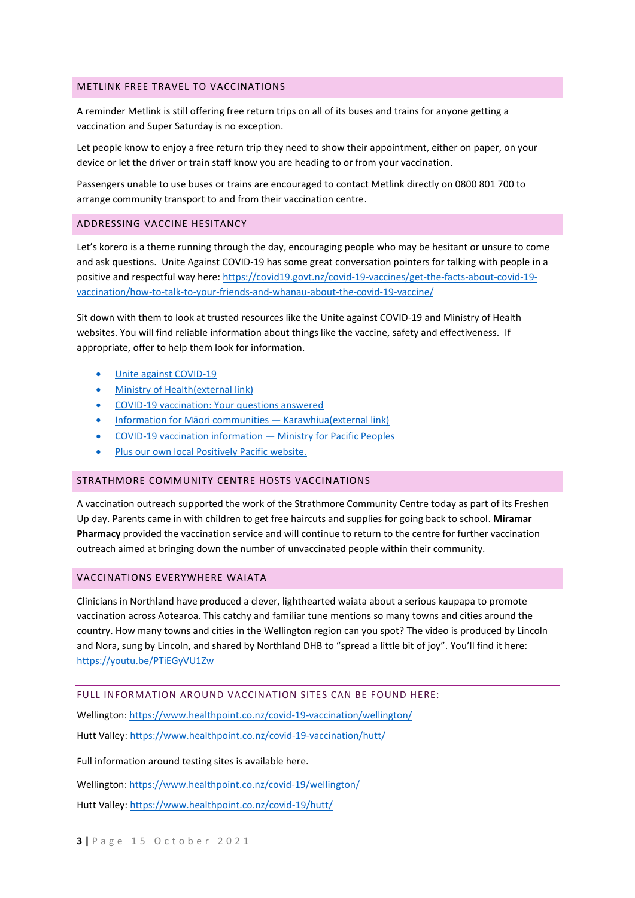## METLINK FREE TRAVEL TO VACCINATIONS

A reminder Metlink is still offering free return trips on all of its buses and trains for anyone getting a vaccination and Super Saturday is no exception.

Let people know to enjoy a free return trip they need to show their appointment, either on paper, on your device or let the driver or train staff know you are heading to or from your vaccination.

Passengers unable to use buses or trains are encouraged to contact Metlink directly on 0800 801 700 to arrange community transport to and from their vaccination centre.

## ADDRESSING VACCINE HESITANCY

Let's korero is a theme running through the day, encouraging people who may be hesitant or unsure to come and ask questions. Unite Against COVID-19 has some great conversation pointers for talking with people in a positive and respectful way here: https://covid19.govt.nz/covid-19-vaccines/get-the-facts-about-covid-19-vaccination/how-to-talk-to-your-friends-and-whanau-about-the-covid-19-vaccine/

Sit down with them to look at trusted resources like the Unite against COVID-19 and Ministry of Health websites. You will find reliable information about things like the vaccine, safety and effectiveness. If appropriate, offer to help them look for information.

- Unite against COVID-19
- Ministry of Health(external link)
- COVID-19 vaccination: Your questions answered
- Information for Māori communities — Karawhiua(external link)
- COVID-19 vaccination information — Ministry for Pacific Peoples
- Plus our own local Positively Pacific website.

## STRATHMORE COMMUNITY CENTRE HOSTS VACCINATIONS

A vaccination outreach supported the work of the Strathmore Community Centre today as part of its Freshen Up day. Parents came in with children to get free haircuts and supplies for going back to school. **Miramar Pharmacy** provided the vaccination service and will continue to return to the centre for further vaccination outreach aimed at bringing down the number of unvaccinated people within their community.

## VACCINATIONS EVERYWHERE WAIATA

Clinicians in Northland have produced a clever, lighthearted waiata about a serious kaupapa to promote vaccination across Aotearoa. This catchy and familiar tune mentions so many towns and cities around the country. How many towns and cities in the Wellington region can you spot? The video is produced by Lincoln and Nora, sung by Lincoln, and shared by Northland DHB to "spread a little bit of joy". You'll find it here: https://youtu.be/PTiEGyVU1Zw

---

### FULL INFORMATION AROUND VACCINATION SITES CAN BE FOUND HERE:

Wellington: https://www.healthpoint.co.nz/covid-19-vaccination/wellington/

Hutt Valley: https://www.healthpoint.co.nz/covid-19-vaccination/hutt/

Full information around testing sites is available here.

Wellington: https://www.healthpoint.co.nz/covid-19/wellington/

Hutt Valley: https://www.healthpoint.co.nz/covid-19/hutt/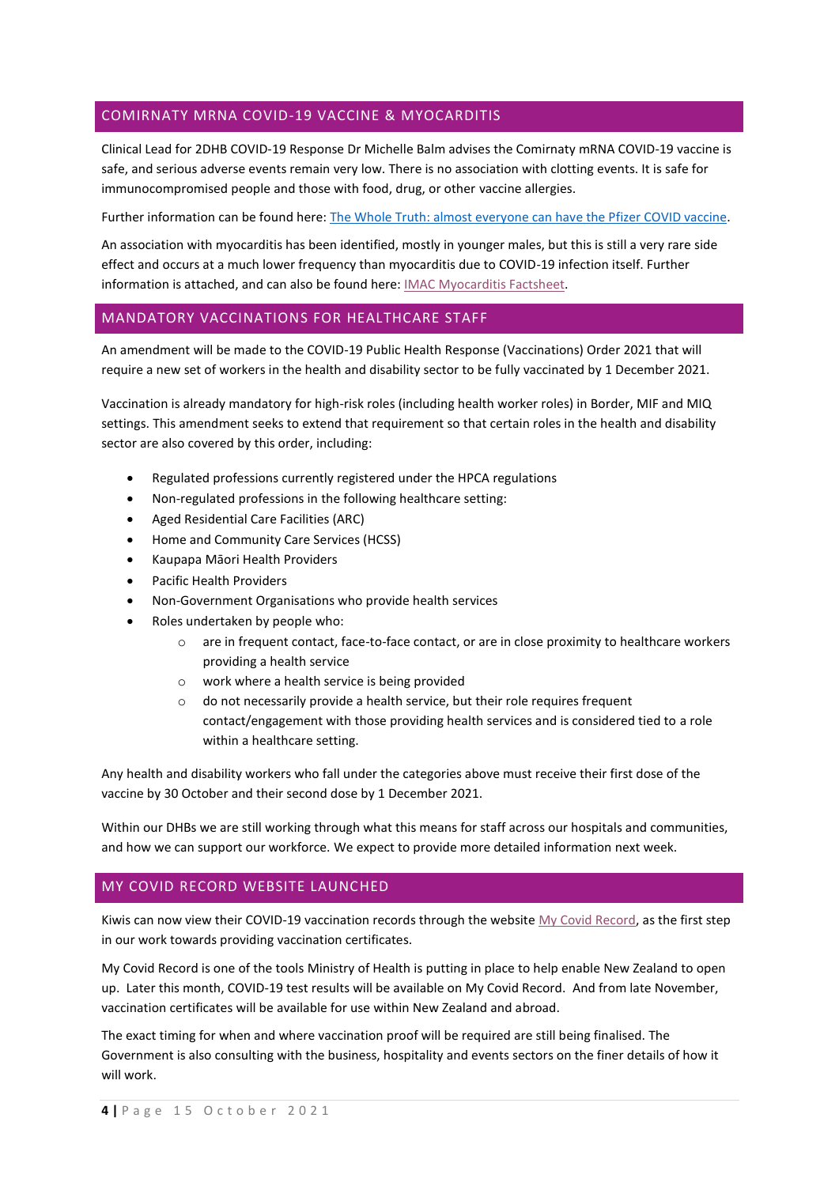## COMIRNATY MRNA COVID-19 VACCINE & MYOCARDITIS

Clinical Lead for 2DHB COVID-19 Response Dr Michelle Balm advises the Comirnaty mRNA COVID-19 vaccine is safe, and serious adverse events remain very low. There is no association with clotting events. It is safe for immunocompromised people and those with food, drug, or other vaccine allergies.

Further information can be found here: [The Whole Truth: almost everyone can have the Pfizer COVID vaccine](#).

An association with myocarditis has been identified, mostly in younger males, but this is still a very rare side effect and occurs at a much lower frequency than myocarditis due to COVID-19 infection itself. Further information is attached, and can also be found here: [IMAC Myocarditis Factsheet](#).

## MANDATORY VACCINATIONS FOR HEALTHCARE STAFF

An amendment will be made to the COVID-19 Public Health Response (Vaccinations) Order 2021 that will require a new set of workers in the health and disability sector to be fully vaccinated by 1 December 2021.

Vaccination is already mandatory for high-risk roles (including health worker roles) in Border, MIF and MIQ settings. This amendment seeks to extend that requirement so that certain roles in the health and disability sector are also covered by this order, including:

- Regulated professions currently registered under the HPCA regulations
- Non-regulated professions in the following healthcare setting:
- Aged Residential Care Facilities (ARC)
- Home and Community Care Services (HCSS)
- Kaupapa Māori Health Providers
- Pacific Health Providers
- Non-Government Organisations who provide health services
- Roles undertaken by people who:
  - are in frequent contact, face-to-face contact, or are in close proximity to healthcare workers providing a health service
  - work where a health service is being provided
  - do not necessarily provide a health service, but their role requires frequent contact/engagement with those providing health services and is considered tied to a role within a healthcare setting.

Any health and disability workers who fall under the categories above must receive their first dose of the vaccine by 30 October and their second dose by 1 December 2021.

Within our DHBs we are still working through what this means for staff across our hospitals and communities, and how we can support our workforce. We expect to provide more detailed information next week.

## MY COVID RECORD WEBSITE LAUNCHED

Kiwis can now view their COVID-19 vaccination records through the website [My Covid Record](#), as the first step in our work towards providing vaccination certificates.

My Covid Record is one of the tools Ministry of Health is putting in place to help enable New Zealand to open up. Later this month, COVID-19 test results will be available on My Covid Record. And from late November, vaccination certificates will be available for use within New Zealand and abroad.

The exact timing for when and where vaccination proof will be required are still being finalised. The Government is also consulting with the business, hospitality and events sectors on the finer details of how it will work.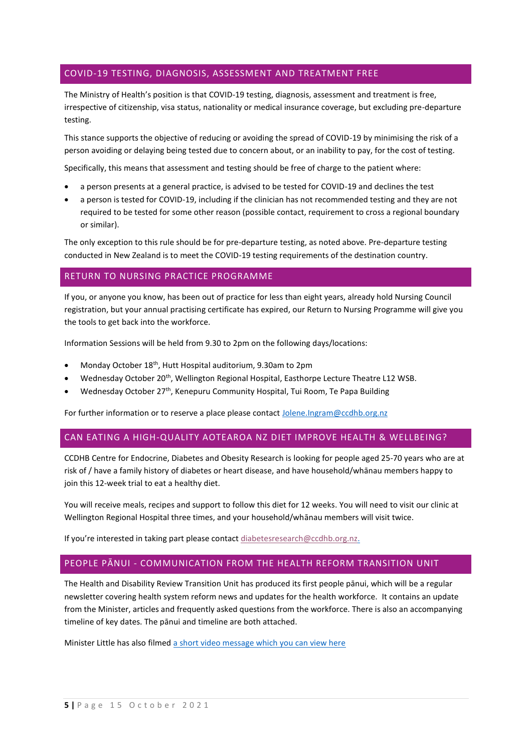## COVID-19 TESTING, DIAGNOSIS, ASSESSMENT AND TREATMENT FREE

The Ministry of Health's position is that COVID-19 testing, diagnosis, assessment and treatment is free, irrespective of citizenship, visa status, nationality or medical insurance coverage, but excluding pre-departure testing.

This stance supports the objective of reducing or avoiding the spread of COVID-19 by minimising the risk of a person avoiding or delaying being tested due to concern about, or an inability to pay, for the cost of testing.

Specifically, this means that assessment and testing should be free of charge to the patient where:

- a person presents at a general practice, is advised to be tested for COVID-19 and declines the test
- a person is tested for COVID-19, including if the clinician has not recommended testing and they are not required to be tested for some other reason (possible contact, requirement to cross a regional boundary or similar).

The only exception to this rule should be for pre-departure testing, as noted above. Pre-departure testing conducted in New Zealand is to meet the COVID-19 testing requirements of the destination country.

## RETURN TO NURSING PRACTICE PROGRAMME

If you, or anyone you know, has been out of practice for less than eight years, already hold Nursing Council registration, but your annual practising certificate has expired, our Return to Nursing Programme will give you the tools to get back into the workforce.

Information Sessions will be held from 9.30 to 2pm on the following days/locations:

- Monday October 18th, Hutt Hospital auditorium, 9.30am to 2pm
- Wednesday October 20th, Wellington Regional Hospital, Easthorpe Lecture Theatre L12 WSB.
- Wednesday October 27th, Kenepuru Community Hospital, Tui Room, Te Papa Building

For further information or to reserve a place please contact Jolene.Ingram@ccdhb.org.nz

## CAN EATING A HIGH-QUALITY AOTEAROA NZ DIET IMPROVE HEALTH & WELLBEING?

CCDHB Centre for Endocrine, Diabetes and Obesity Research is looking for people aged 25-70 years who are at risk of / have a family history of diabetes or heart disease, and have household/whānau members happy to join this 12-week trial to eat a healthy diet.

You will receive meals, recipes and support to follow this diet for 12 weeks. You will need to visit our clinic at Wellington Regional Hospital three times, and your household/whānau members will visit twice.

If you're interested in taking part please contact diabetesresearch@ccdhb.org.nz.

## PEOPLE PĀNUI - COMMUNICATION FROM THE HEALTH REFORM TRANSITION UNIT

The Health and Disability Review Transition Unit has produced its first people pānui, which will be a regular newsletter covering health system reform news and updates for the health workforce. It contains an update from the Minister, articles and frequently asked questions from the workforce. There is also an accompanying timeline of key dates. The pānui and timeline are both attached.

Minister Little has also filmed a short video message which you can view here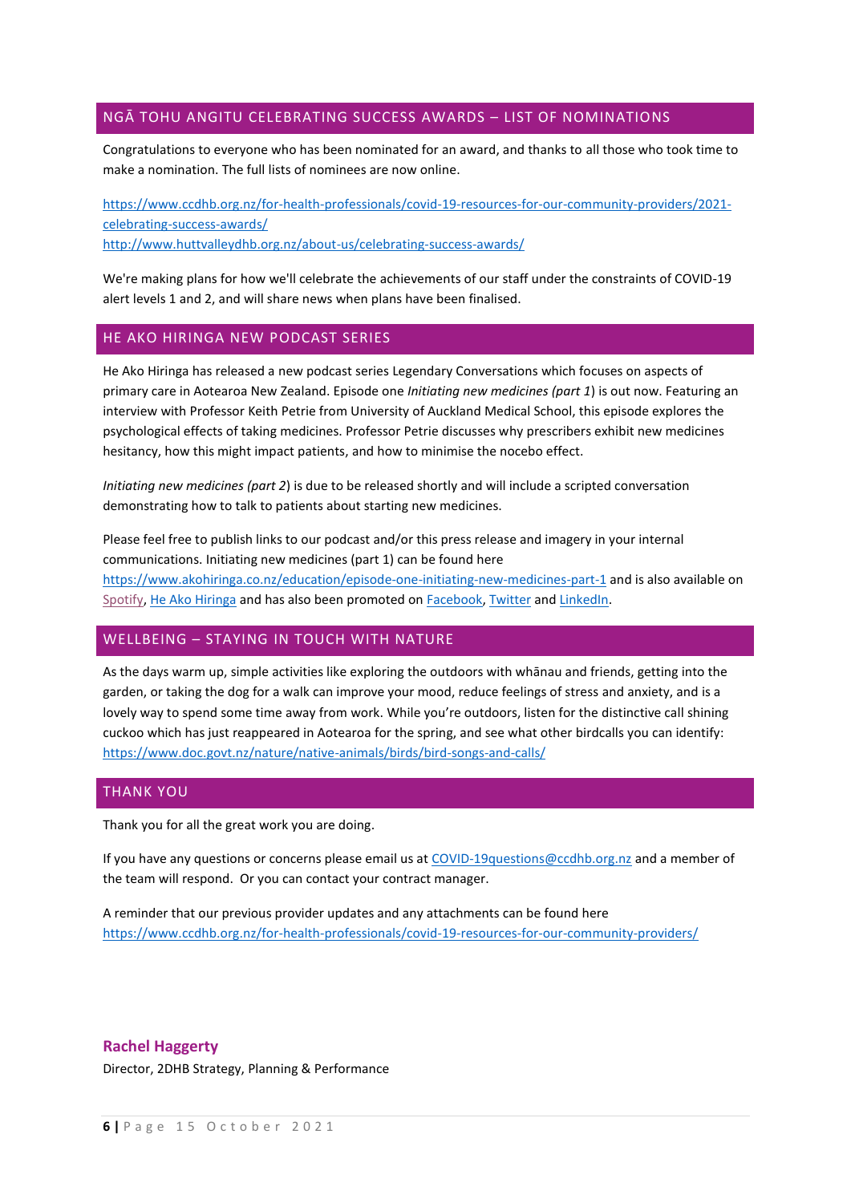## NGĀ TOHU ANGITU CELEBRATING SUCCESS AWARDS – LIST OF NOMINATIONS

Congratulations to everyone who has been nominated for an award, and thanks to all those who took time to make a nomination. The full lists of nominees are now online.

https://www.ccdhb.org.nz/for-health-professionals/covid-19-resources-for-our-community-providers/2021-celebrating-success-awards/
http://www.huttvalleydhb.org.nz/about-us/celebrating-success-awards/

We're making plans for how we'll celebrate the achievements of our staff under the constraints of COVID-19 alert levels 1 and 2, and will share news when plans have been finalised.

## HE AKO HIRINGA NEW PODCAST SERIES

He Ako Hiringa has released a new podcast series Legendary Conversations which focuses on aspects of primary care in Aotearoa New Zealand. Episode one *Initiating new medicines (part 1*) is out now. Featuring an interview with Professor Keith Petrie from University of Auckland Medical School, this episode explores the psychological effects of taking medicines. Professor Petrie discusses why prescribers exhibit new medicines hesitancy, how this might impact patients, and how to minimise the nocebo effect.

*Initiating new medicines (part 2*) is due to be released shortly and will include a scripted conversation demonstrating how to talk to patients about starting new medicines.

Please feel free to publish links to our podcast and/or this press release and imagery in your internal communications. Initiating new medicines (part 1) can be found here https://www.akohiringa.co.nz/education/episode-one-initiating-new-medicines-part-1 and is also available on Spotify, He Ako Hiringa and has also been promoted on Facebook, Twitter and LinkedIn.

## WELLBEING – STAYING IN TOUCH WITH NATURE

As the days warm up, simple activities like exploring the outdoors with whānau and friends, getting into the garden, or taking the dog for a walk can improve your mood, reduce feelings of stress and anxiety, and is a lovely way to spend some time away from work. While you're outdoors, listen for the distinctive call shining cuckoo which has just reappeared in Aotearoa for the spring, and see what other birdcalls you can identify: https://www.doc.govt.nz/nature/native-animals/birds/bird-songs-and-calls/

## THANK YOU

Thank you for all the great work you are doing.

If you have any questions or concerns please email us at COVID-19questions@ccdhb.org.nz and a member of the team will respond. Or you can contact your contract manager.

A reminder that our previous provider updates and any attachments can be found here https://www.ccdhb.org.nz/for-health-professionals/covid-19-resources-for-our-community-providers/

**Rachel Haggerty**
Director, 2DHB Strategy, Planning & Performance